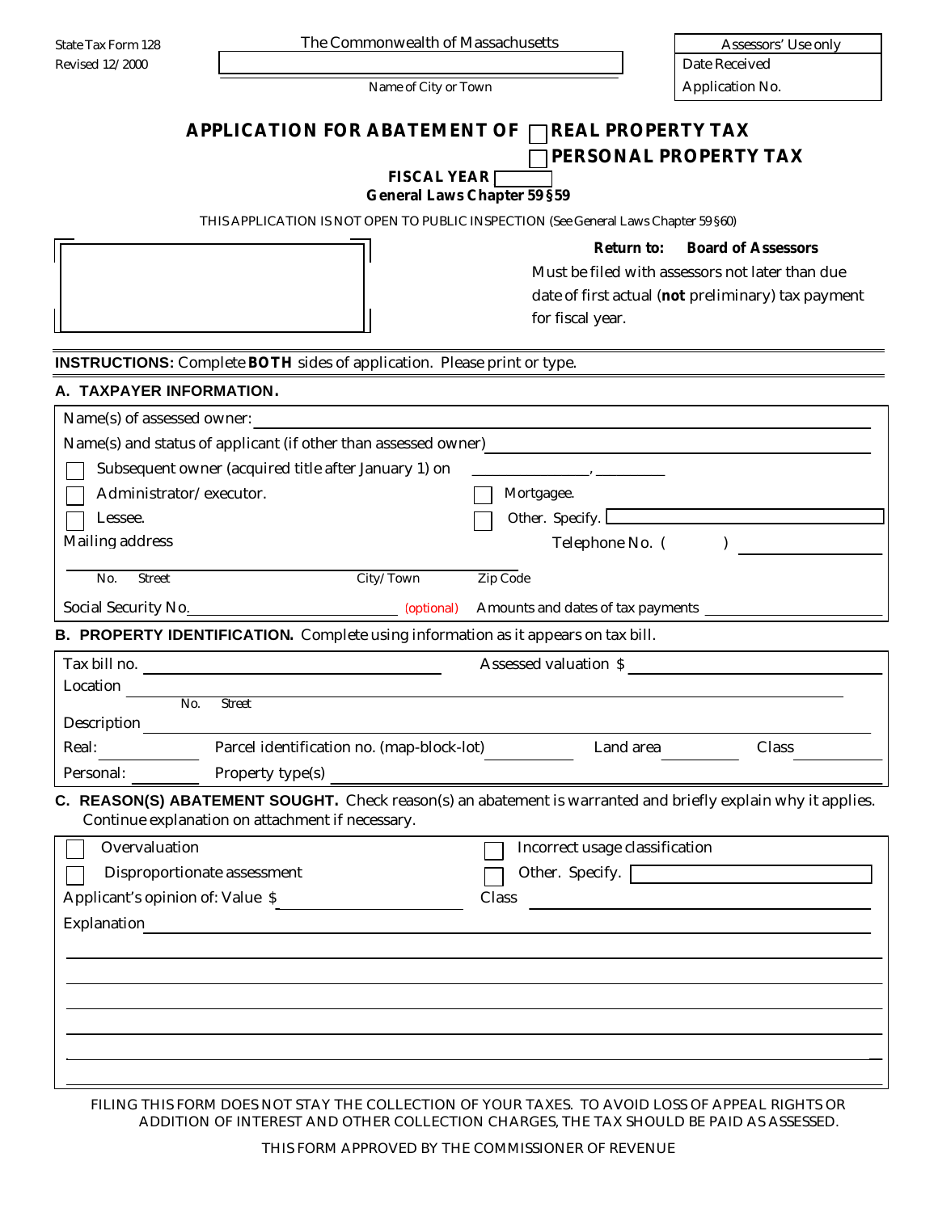State Tax Form 128
Revised 12/2000

The Commonwealth of Massachusetts

______________________________
Name of City or Town

| Assessors' Use only |
|---|
| Date Received |
| Application No. |

# APPLICATION FOR ABATEMENT OF ☐ REAL PROPERTY TAX ☐ PERSONAL PROPERTY TAX

**FISCAL YEAR** ☐

**General Laws Chapter 59 §59**

THIS APPLICATION IS NOT OPEN TO PUBLIC INSPECTION (See General Laws Chapter 59 §60)

**Return to: Board of Assessors**

Must be filed with assessors not later than due date of first actual (**not** preliminary) tax payment for fiscal year.

**INSTRUCTIONS:** Complete **BOTH** sides of application. Please print or type.

## A. TAXPAYER INFORMATION.

Name(s) of assessed owner: ______________________________

Name(s) and status of applicant (if other than assessed owner) ______________________________

☐ Subsequent owner (acquired title after January 1) on ____________, ________

☐ Administrator/executor. ☐ Mortgagee.

☐ Lessee. ☐ Other. Specify. ______________

Mailing address ______________________________ Telephone No. ( ) ____________

No. Street City/Town Zip Code

Social Security No. ____________ (optional) Amounts and dates of tax payments ____________

## B. PROPERTY IDENTIFICATION. Complete using information as it appears on tax bill.

Tax bill no. ____________ Assessed valuation $ ____________

Location ______________________________
No. Street

Description ______________________________

Real: ________ Parcel identification no. (map-block-lot) ________ Land area ________ Class ________

Personal: ________ Property type(s) ______________________________

## C. REASON(S) ABATEMENT SOUGHT. Check reason(s) an abatement is warranted and briefly explain why it applies. Continue explanation on attachment if necessary.

☐ Overvaluation ☐ Incorrect usage classification

☐ Disproportionate assessment ☐ Other. Specify. ______________

Applicant's opinion of: Value $ ____________ Class ____________

Explanation ______________________________

______________________________

______________________________

______________________________

______________________________

______________________________

FILING THIS FORM DOES NOT STAY THE COLLECTION OF YOUR TAXES. TO AVOID LOSS OF APPEAL RIGHTS OR ADDITION OF INTEREST AND OTHER COLLECTION CHARGES, THE TAX SHOULD BE PAID AS ASSESSED.

THIS FORM APPROVED BY THE COMMISSIONER OF REVENUE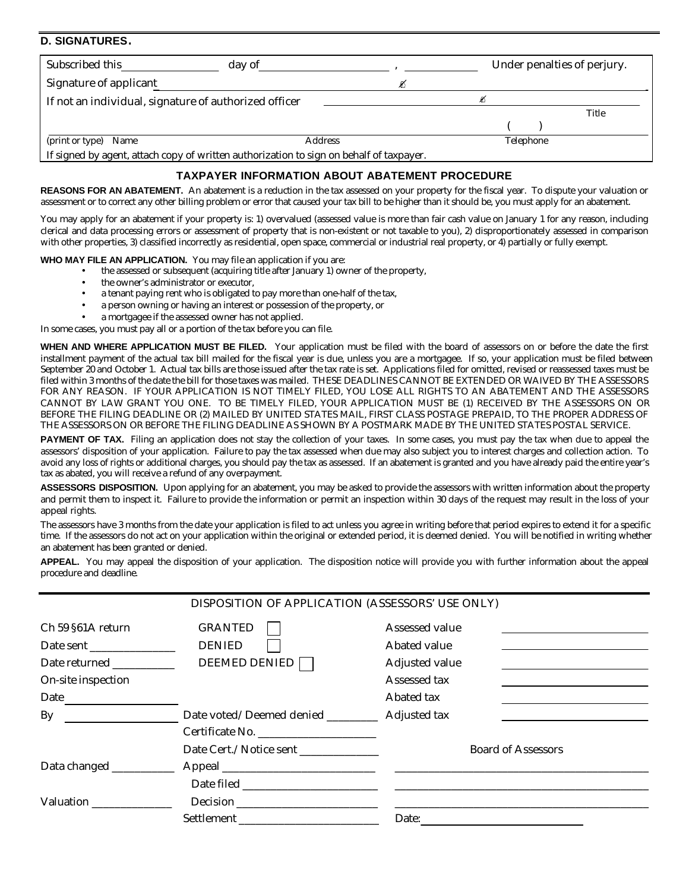## D. SIGNATURES.

Subscribed this ______________ day of ______________________ , ____________ Under penalties of perjury.

Signature of applicant ________________________________ ✍ ________________________________

If not an individual, signature of authorized officer ______________ ✍ ______________

Title

______________________________________________________________________ ( )

(print or type) Name Address Telephone

If signed by agent, attach copy of written authorization to sign on behalf of taxpayer.

## TAXPAYER INFORMATION ABOUT ABATEMENT PROCEDURE

**REASONS FOR AN ABATEMENT.** An abatement is a reduction in the tax assessed on your property for the fiscal year. To dispute your valuation or assessment or to correct any other billing problem or error that caused your tax bill to be higher than it should be, you must apply for an abatement.

You may apply for an abatement if your property is: 1) overvalued (assessed value is more than fair cash value on January 1 for any reason, including clerical and data processing errors or assessment of property that is non-existent or not taxable to you), 2) disproportionately assessed in comparison with other properties, 3) classified incorrectly as residential, open space, commercial or industrial real property, or 4) partially or fully exempt.

**WHO MAY FILE AN APPLICATION.** You may file an application if you are:

- the assessed or subsequent (acquiring title after January 1) owner of the property,
- the owner's administrator or executor,
- a tenant paying rent who is obligated to pay more than one-half of the tax,
- a person owning or having an interest or possession of the property, or
- a mortgagee if the assessed owner has not applied.

In some cases, you must pay all or a portion of the tax before you can file.

**WHEN AND WHERE APPLICATION MUST BE FILED.** Your application must be filed with the board of assessors on or before the date the first installment payment of the actual tax bill mailed for the fiscal year is due, unless you are a mortgagee. If so, your application must be filed between September 20 and October 1. Actual tax bills are those issued after the tax rate is set. Applications filed for omitted, revised or reassessed taxes must be filed within 3 months of the date the bill for those taxes was mailed. THESE DEADLINES CANNOT BE EXTENDED OR WAIVED BY THE ASSESSORS FOR ANY REASON. IF YOUR APPLICATION IS NOT TIMELY FILED, YOU LOSE ALL RIGHTS TO AN ABATEMENT AND THE ASSESSORS CANNOT BY LAW GRANT YOU ONE. TO BE TIMELY FILED, YOUR APPLICATION MUST BE (1) RECEIVED BY THE ASSESSORS ON OR BEFORE THE FILING DEADLINE OR (2) MAILED BY UNITED STATES MAIL, FIRST CLASS POSTAGE PREPAID, TO THE PROPER ADDRESS OF THE ASSESSORS ON OR BEFORE THE FILING DEADLINE AS SHOWN BY A POSTMARK MADE BY THE UNITED STATES POSTAL SERVICE.

**PAYMENT OF TAX.** Filing an application does not stay the collection of your taxes. In some cases, you must pay the tax when due to appeal the assessors' disposition of your application. Failure to pay the tax assessed when due may also subject you to interest charges and collection action. To avoid any loss of rights or additional charges, you should pay the tax as assessed. If an abatement is granted and you have already paid the entire year's tax as abated, you will receive a refund of any overpayment.

**ASSESSORS DISPOSITION.** Upon applying for an abatement, you may be asked to provide the assessors with written information about the property and permit them to inspect it. Failure to provide the information or permit an inspection within 30 days of the request may result in the loss of your appeal rights.

The assessors have 3 months from the date your application is filed to act unless you agree in writing before that period expires to extend it for a specific time. If the assessors do not act on your application within the original or extended period, it is deemed denied. You will be notified in writing whether an abatement has been granted or denied.

**APPEAL.** You may appeal the disposition of your application. The disposition notice will provide you with further information about the appeal procedure and deadline.

## DISPOSITION OF APPLICATION (ASSESSORS' USE ONLY)

| | | | |
|---|---|---|---|
| Ch 59 §61A return | GRANTED ☐ | Assessed value | ____________ |
| Date sent ____________ | DENIED ☐ | Abated value | ____________ |
| Date returned ____________ | DEEMED DENIED ☐ | Adjusted value | ____________ |
| On-site inspection | | Assessed tax | ____________ |
| Date ____________ | | Abated tax | ____________ |
| By ____________ | Date voted/Deemed denied ________ | Adjusted tax | ____________ |
| | Certificate No. ____________ | | |
| | Date Cert./Notice sent ____________ | Board of Assessors | |
| Data changed ____________ | Appeal ____________ | ____________ | |
| | Date filed ____________ | ____________ | |
| Valuation ____________ | Decision ____________ | ____________ | |
| | Settlement ____________ | Date: ____________ | |